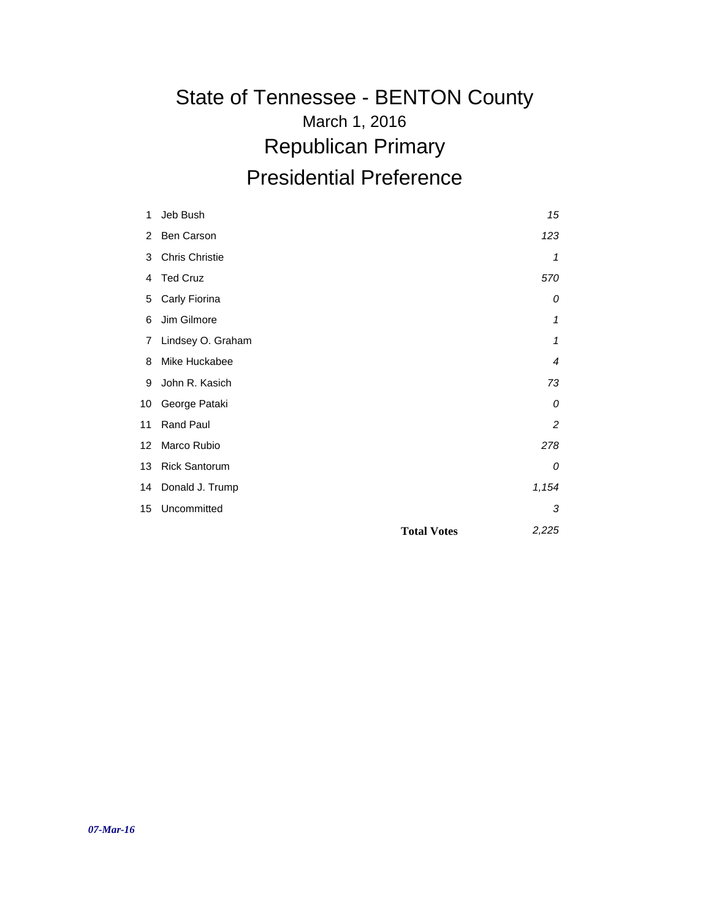# State of Tennessee - BENTON County

## March 1, 2016

## Republican Primary

## Presidential Preference

| # | Candidate | Votes |
|---|---|---|
| 1 | Jeb Bush | *15* |
| 2 | Ben Carson | *123* |
| 3 | Chris Christie | *1* |
| 4 | Ted Cruz | *570* |
| 5 | Carly Fiorina | *0* |
| 6 | Jim Gilmore | *1* |
| 7 | Lindsey O. Graham | *1* |
| 8 | Mike Huckabee | *4* |
| 9 | John R. Kasich | *73* |
| 10 | George Pataki | *0* |
| 11 | Rand Paul | *2* |
| 12 | Marco Rubio | *278* |
| 13 | Rick Santorum | *0* |
| 14 | Donald J. Trump | *1,154* |
| 15 | Uncommitted | *3* |
| | **Total Votes** | *2,225* |

***07-Mar-16***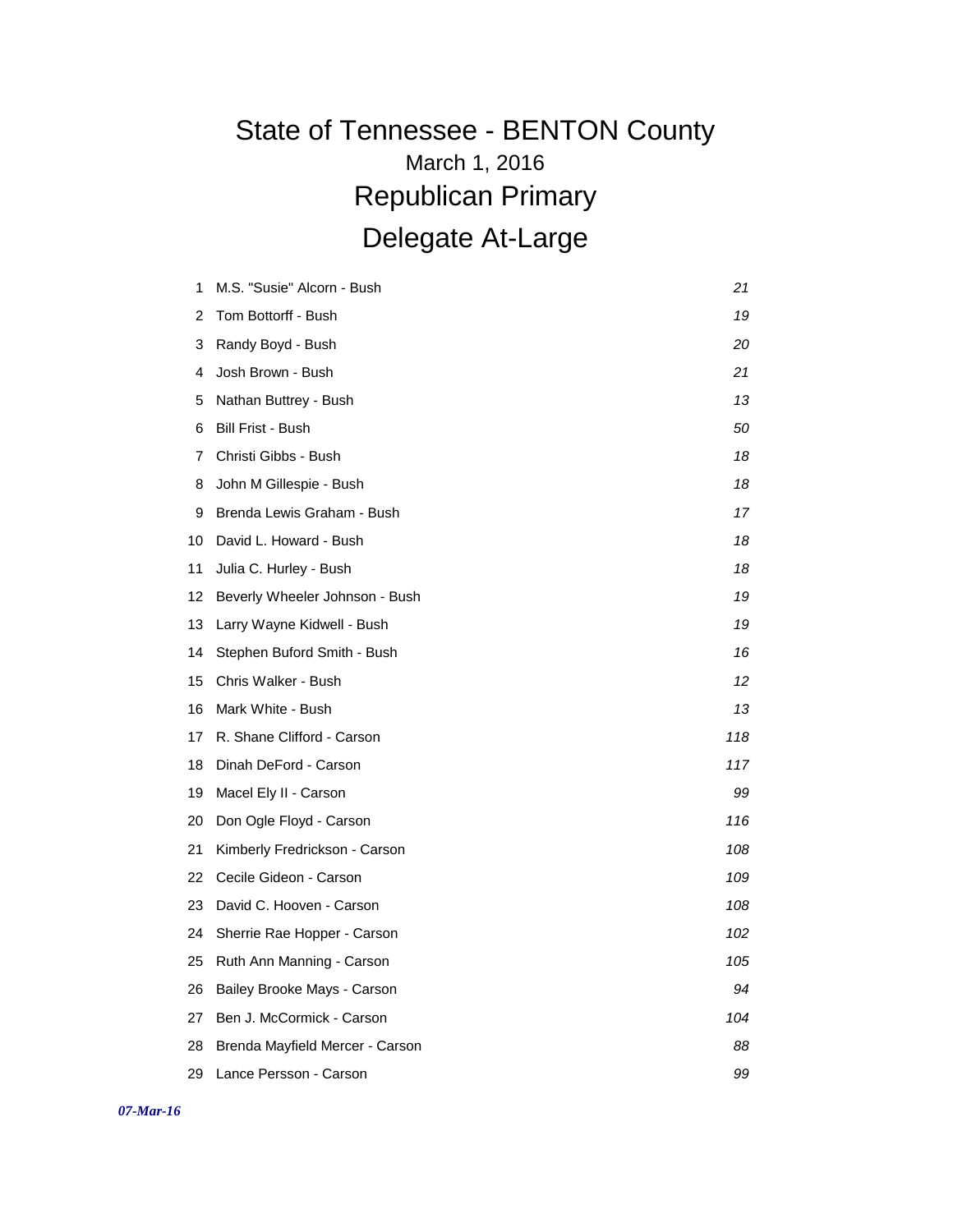# State of Tennessee - BENTON County

## March 1, 2016

## Republican Primary

## Delegate At-Large

| | | |
|---|---|---|
| 1 | M.S. "Susie" Alcorn - Bush | *21* |
| 2 | Tom Bottorff - Bush | *19* |
| 3 | Randy Boyd - Bush | *20* |
| 4 | Josh Brown - Bush | *21* |
| 5 | Nathan Buttrey - Bush | *13* |
| 6 | Bill Frist - Bush | *50* |
| 7 | Christi Gibbs - Bush | *18* |
| 8 | John M Gillespie - Bush | *18* |
| 9 | Brenda Lewis Graham - Bush | *17* |
| 10 | David L. Howard - Bush | *18* |
| 11 | Julia C. Hurley - Bush | *18* |
| 12 | Beverly Wheeler Johnson - Bush | *19* |
| 13 | Larry Wayne Kidwell - Bush | *19* |
| 14 | Stephen Buford Smith - Bush | *16* |
| 15 | Chris Walker - Bush | *12* |
| 16 | Mark White - Bush | *13* |
| 17 | R. Shane Clifford - Carson | *118* |
| 18 | Dinah DeFord - Carson | *117* |
| 19 | Macel Ely II - Carson | *99* |
| 20 | Don Ogle Floyd - Carson | *116* |
| 21 | Kimberly Fredrickson - Carson | *108* |
| 22 | Cecile Gideon - Carson | *109* |
| 23 | David C. Hooven - Carson | *108* |
| 24 | Sherrie Rae Hopper - Carson | *102* |
| 25 | Ruth Ann Manning - Carson | *105* |
| 26 | Bailey Brooke Mays - Carson | *94* |
| 27 | Ben J. McCormick - Carson | *104* |
| 28 | Brenda Mayfield Mercer - Carson | *88* |
| 29 | Lance Persson - Carson | *99* |

*07-Mar-16*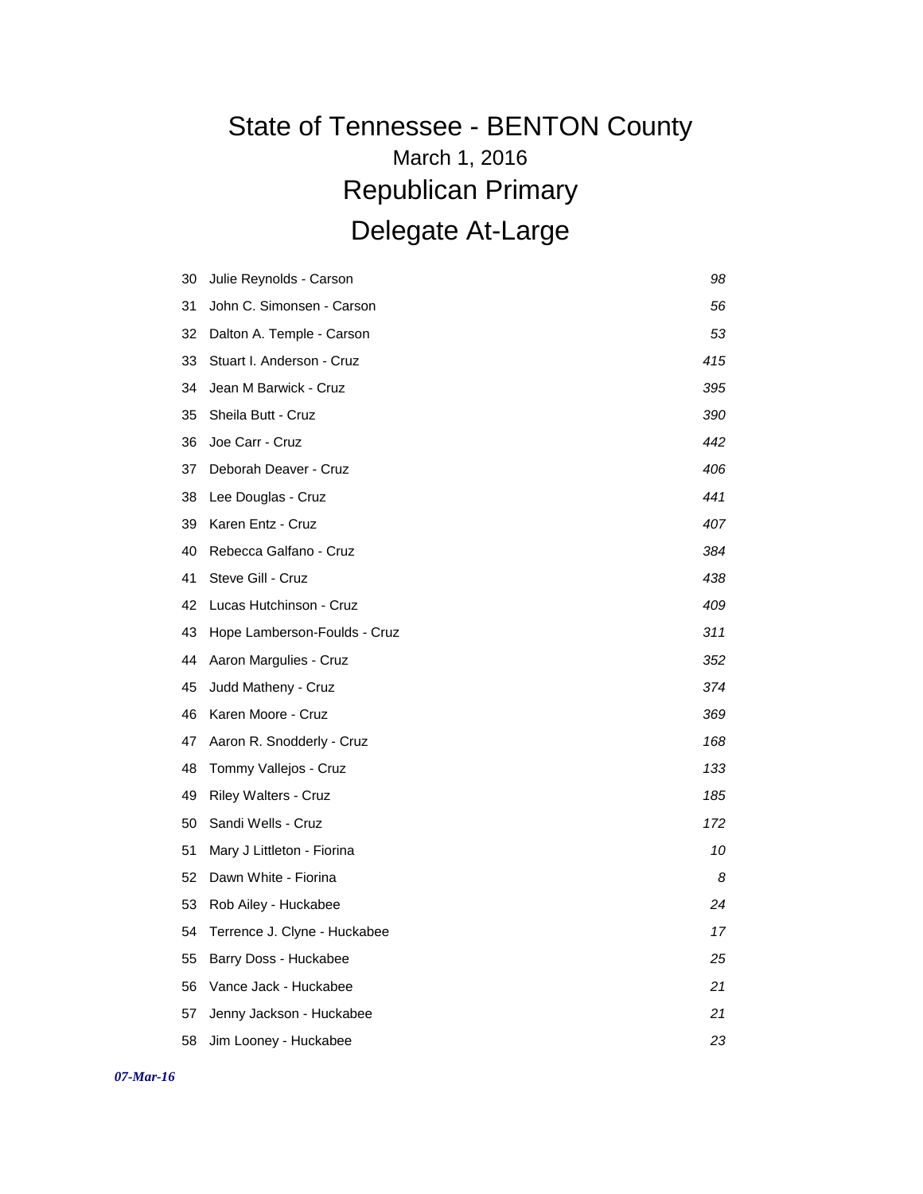# State of Tennessee - BENTON County

## March 1, 2016

## Republican Primary

## Delegate At-Large

| | | |
|---|---|---|
| 30 | Julie Reynolds - Carson | *98* |
| 31 | John C. Simonsen - Carson | *56* |
| 32 | Dalton A. Temple - Carson | *53* |
| 33 | Stuart I. Anderson - Cruz | *415* |
| 34 | Jean M Barwick - Cruz | *395* |
| 35 | Sheila Butt - Cruz | *390* |
| 36 | Joe Carr - Cruz | *442* |
| 37 | Deborah Deaver - Cruz | *406* |
| 38 | Lee Douglas - Cruz | *441* |
| 39 | Karen Entz - Cruz | *407* |
| 40 | Rebecca Galfano - Cruz | *384* |
| 41 | Steve Gill - Cruz | *438* |
| 42 | Lucas Hutchinson - Cruz | *409* |
| 43 | Hope Lamberson-Foulds - Cruz | *311* |
| 44 | Aaron Margulies - Cruz | *352* |
| 45 | Judd Matheny - Cruz | *374* |
| 46 | Karen Moore - Cruz | *369* |
| 47 | Aaron R. Snodderly - Cruz | *168* |
| 48 | Tommy Vallejos - Cruz | *133* |
| 49 | Riley Walters - Cruz | *185* |
| 50 | Sandi Wells - Cruz | *172* |
| 51 | Mary J Littleton - Fiorina | *10* |
| 52 | Dawn White - Fiorina | *8* |
| 53 | Rob Ailey - Huckabee | *24* |
| 54 | Terrence J. Clyne - Huckabee | *17* |
| 55 | Barry Doss - Huckabee | *25* |
| 56 | Vance Jack - Huckabee | *21* |
| 57 | Jenny Jackson - Huckabee | *21* |
| 58 | Jim Looney - Huckabee | *23* |

*07-Mar-16*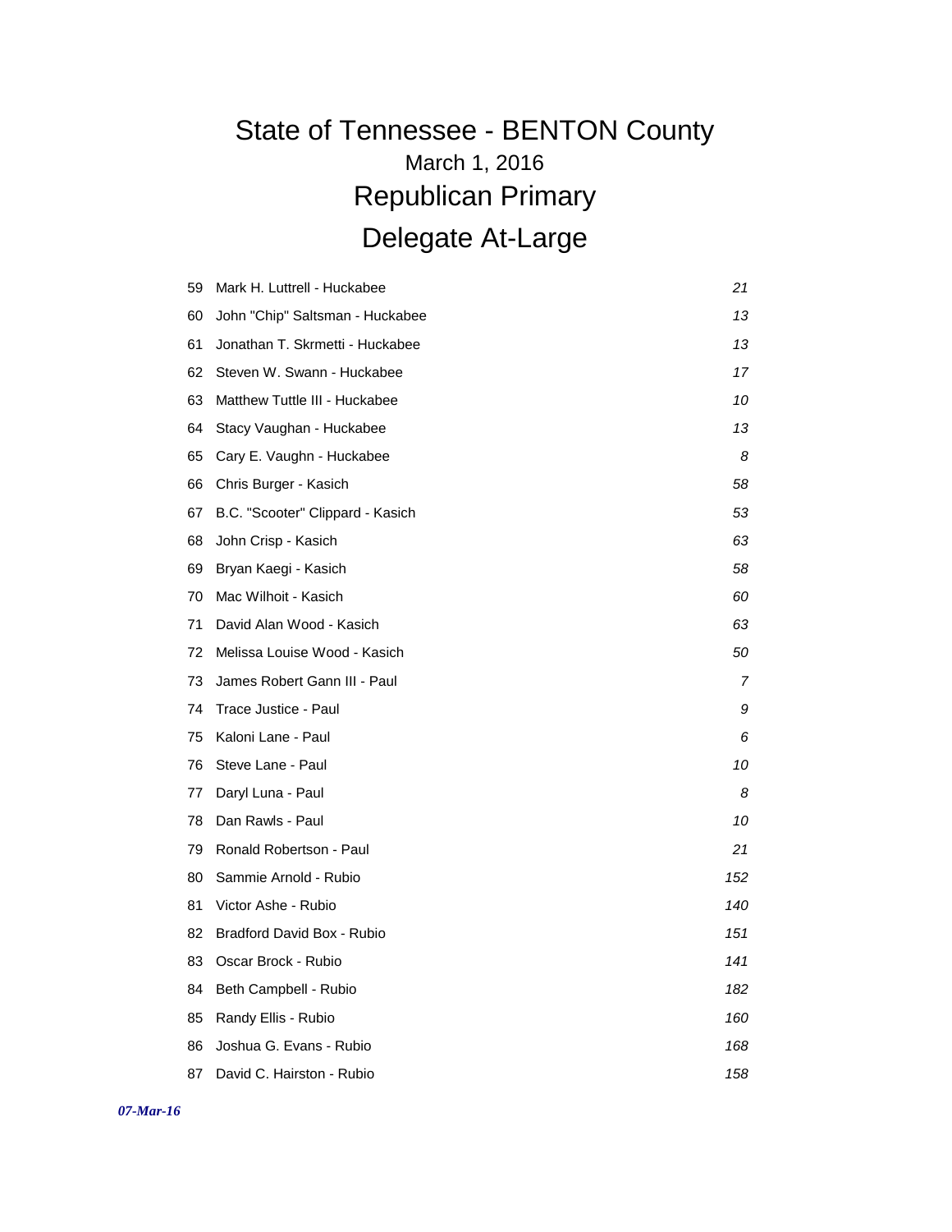# State of Tennessee - BENTON County

## March 1, 2016

## Republican Primary

## Delegate At-Large

| | | |
|---|---|---|
| 59 | Mark H. Luttrell - Huckabee | *21* |
| 60 | John "Chip" Saltsman - Huckabee | *13* |
| 61 | Jonathan T. Skrmetti - Huckabee | *13* |
| 62 | Steven W. Swann - Huckabee | *17* |
| 63 | Matthew Tuttle III - Huckabee | *10* |
| 64 | Stacy Vaughan - Huckabee | *13* |
| 65 | Cary E. Vaughn - Huckabee | *8* |
| 66 | Chris Burger - Kasich | *58* |
| 67 | B.C. "Scooter" Clippard - Kasich | *53* |
| 68 | John Crisp - Kasich | *63* |
| 69 | Bryan Kaegi - Kasich | *58* |
| 70 | Mac Wilhoit - Kasich | *60* |
| 71 | David Alan Wood - Kasich | *63* |
| 72 | Melissa Louise Wood - Kasich | *50* |
| 73 | James Robert Gann III - Paul | *7* |
| 74 | Trace Justice - Paul | *9* |
| 75 | Kaloni Lane - Paul | *6* |
| 76 | Steve Lane - Paul | *10* |
| 77 | Daryl Luna - Paul | *8* |
| 78 | Dan Rawls - Paul | *10* |
| 79 | Ronald Robertson - Paul | *21* |
| 80 | Sammie Arnold - Rubio | *152* |
| 81 | Victor Ashe - Rubio | *140* |
| 82 | Bradford David Box - Rubio | *151* |
| 83 | Oscar Brock - Rubio | *141* |
| 84 | Beth Campbell - Rubio | *182* |
| 85 | Randy Ellis - Rubio | *160* |
| 86 | Joshua G. Evans - Rubio | *168* |
| 87 | David C. Hairston - Rubio | *158* |

*07-Mar-16*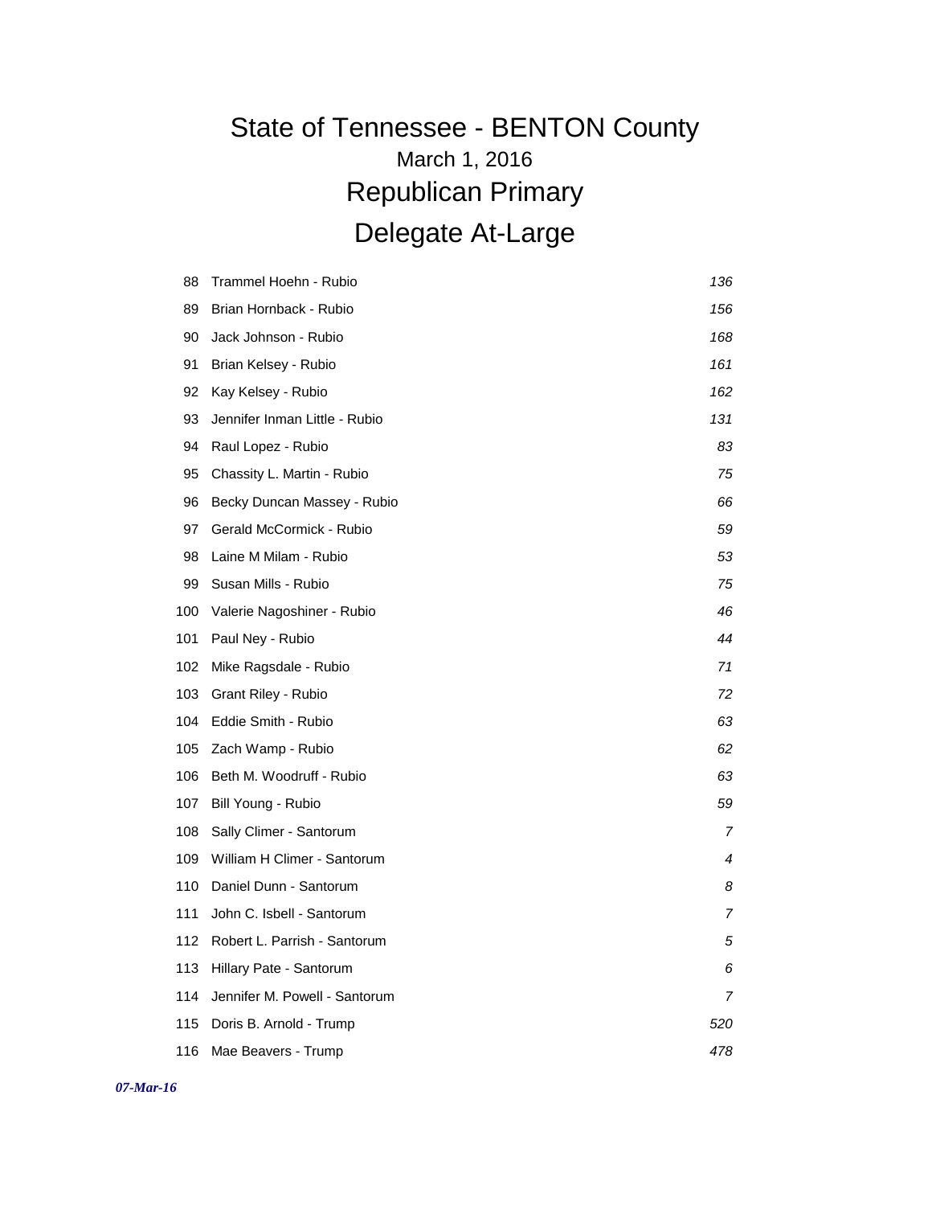# State of Tennessee - BENTON County

## March 1, 2016

## Republican Primary

## Delegate At-Large

| | | |
|---|---|---|
| 88 | Trammel Hoehn - Rubio | *136* |
| 89 | Brian Hornback - Rubio | *156* |
| 90 | Jack Johnson - Rubio | *168* |
| 91 | Brian Kelsey - Rubio | *161* |
| 92 | Kay Kelsey - Rubio | *162* |
| 93 | Jennifer Inman Little - Rubio | *131* |
| 94 | Raul Lopez - Rubio | *83* |
| 95 | Chassity L. Martin - Rubio | *75* |
| 96 | Becky Duncan Massey - Rubio | *66* |
| 97 | Gerald McCormick - Rubio | *59* |
| 98 | Laine M Milam - Rubio | *53* |
| 99 | Susan Mills - Rubio | *75* |
| 100 | Valerie Nagoshiner - Rubio | *46* |
| 101 | Paul Ney - Rubio | *44* |
| 102 | Mike Ragsdale - Rubio | *71* |
| 103 | Grant Riley - Rubio | *72* |
| 104 | Eddie Smith - Rubio | *63* |
| 105 | Zach Wamp - Rubio | *62* |
| 106 | Beth M. Woodruff - Rubio | *63* |
| 107 | Bill Young - Rubio | *59* |
| 108 | Sally Climer - Santorum | *7* |
| 109 | William H Climer - Santorum | *4* |
| 110 | Daniel Dunn - Santorum | *8* |
| 111 | John C. Isbell - Santorum | *7* |
| 112 | Robert L. Parrish - Santorum | *5* |
| 113 | Hillary Pate - Santorum | *6* |
| 114 | Jennifer M. Powell - Santorum | *7* |
| 115 | Doris B. Arnold - Trump | *520* |
| 116 | Mae Beavers - Trump | *478* |

*07-Mar-16*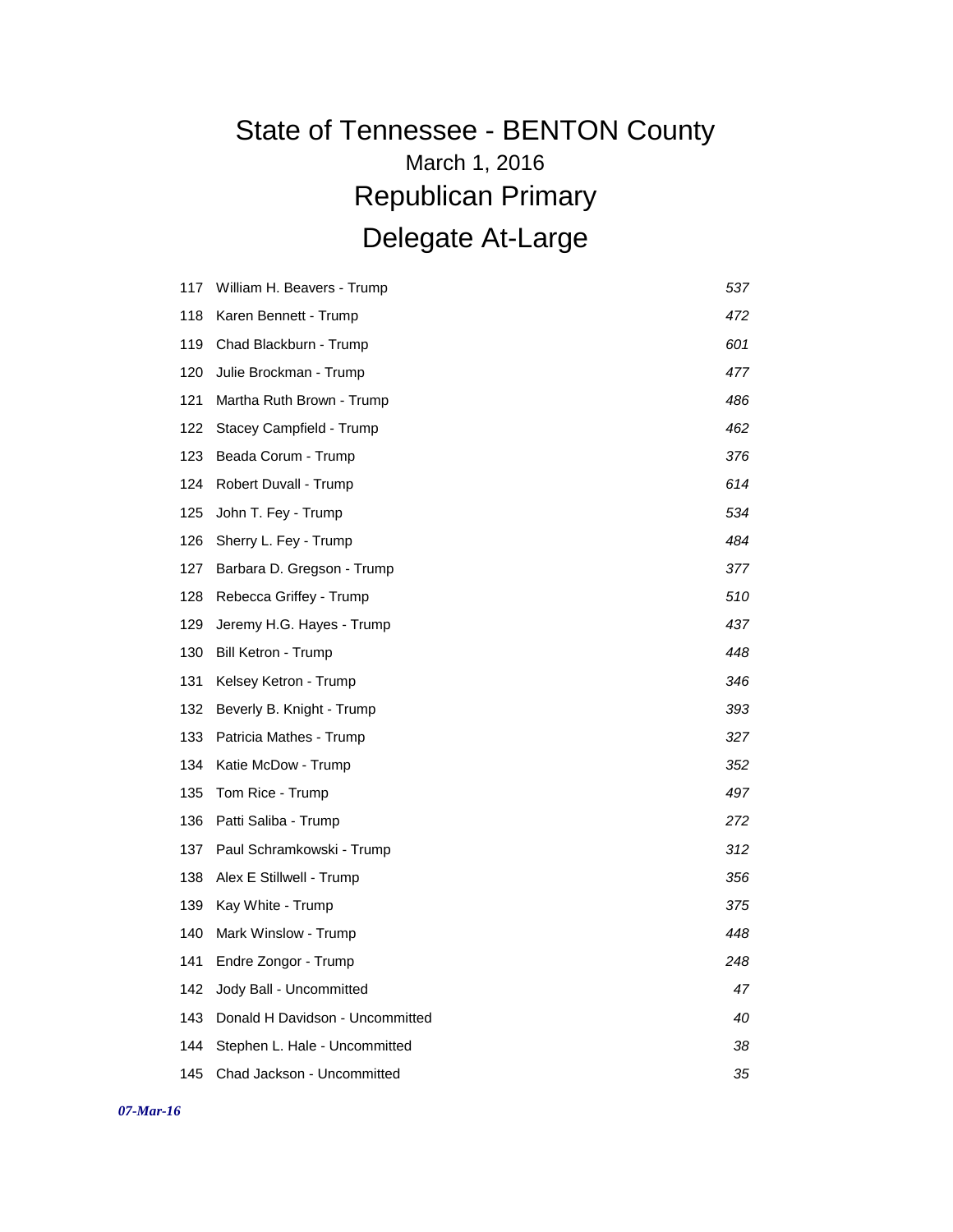# State of Tennessee - BENTON County

## March 1, 2016

## Republican Primary

## Delegate At-Large

| | | |
|---|---|---|
| 117 | William H. Beavers - Trump | 537 |
| 118 | Karen Bennett - Trump | 472 |
| 119 | Chad Blackburn - Trump | 601 |
| 120 | Julie Brockman - Trump | 477 |
| 121 | Martha Ruth Brown - Trump | 486 |
| 122 | Stacey Campfield - Trump | 462 |
| 123 | Beada Corum - Trump | 376 |
| 124 | Robert Duvall - Trump | 614 |
| 125 | John T. Fey - Trump | 534 |
| 126 | Sherry L. Fey - Trump | 484 |
| 127 | Barbara D. Gregson - Trump | 377 |
| 128 | Rebecca Griffey - Trump | 510 |
| 129 | Jeremy H.G. Hayes - Trump | 437 |
| 130 | Bill Ketron - Trump | 448 |
| 131 | Kelsey Ketron - Trump | 346 |
| 132 | Beverly B. Knight - Trump | 393 |
| 133 | Patricia Mathes - Trump | 327 |
| 134 | Katie McDow - Trump | 352 |
| 135 | Tom Rice - Trump | 497 |
| 136 | Patti Saliba - Trump | 272 |
| 137 | Paul Schramkowski - Trump | 312 |
| 138 | Alex E Stillwell - Trump | 356 |
| 139 | Kay White - Trump | 375 |
| 140 | Mark Winslow - Trump | 448 |
| 141 | Endre Zongor - Trump | 248 |
| 142 | Jody Ball - Uncommitted | 47 |
| 143 | Donald H Davidson - Uncommitted | 40 |
| 144 | Stephen L. Hale - Uncommitted | 38 |
| 145 | Chad Jackson - Uncommitted | 35 |

*07-Mar-16*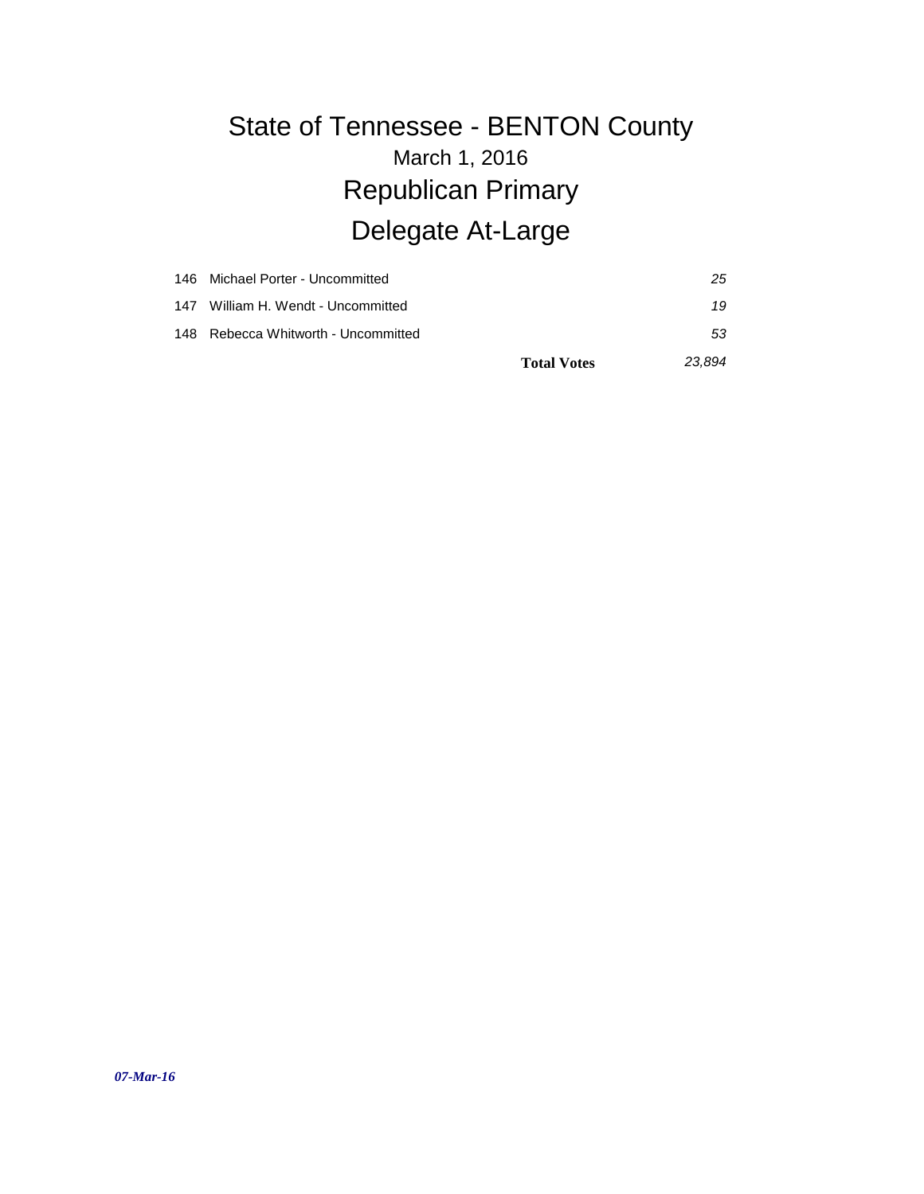# State of Tennessee - BENTON County

## March 1, 2016

## Republican Primary

## Delegate At-Large

| | | |
|---|---|---|
| 146 | Michael Porter - Uncommitted | *25* |
| 147 | William H. Wendt - Uncommitted | *19* |
| 148 | Rebecca Whitworth - Uncommitted | *53* |
| | **Total Votes** | *23,894* |

*07-Mar-16*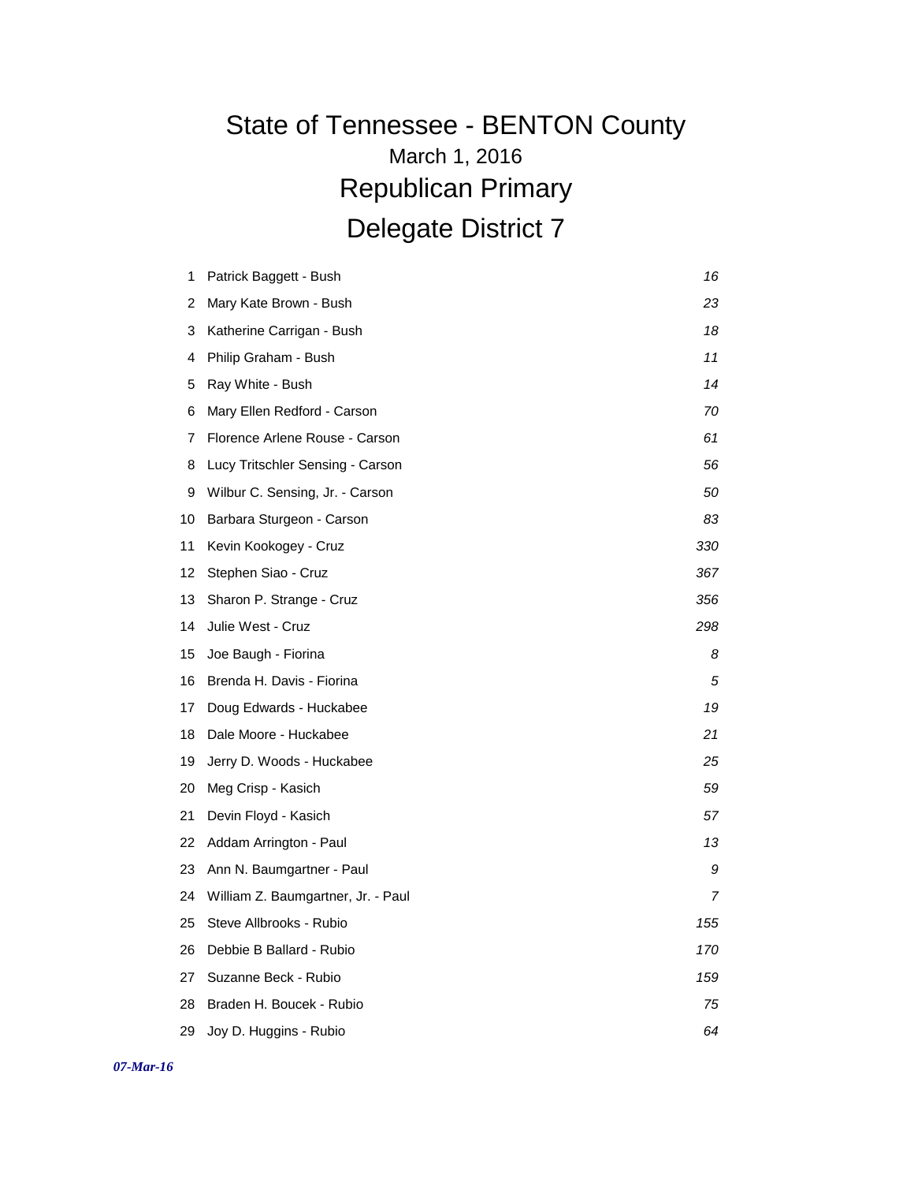# State of Tennessee - BENTON County

## March 1, 2016

## Republican Primary

## Delegate District 7

| # | Candidate | Votes |
|---|---|---|
| 1 | Patrick Baggett - Bush | *16* |
| 2 | Mary Kate Brown - Bush | *23* |
| 3 | Katherine Carrigan - Bush | *18* |
| 4 | Philip Graham - Bush | *11* |
| 5 | Ray White - Bush | *14* |
| 6 | Mary Ellen Redford - Carson | *70* |
| 7 | Florence Arlene Rouse - Carson | *61* |
| 8 | Lucy Tritschler Sensing - Carson | *56* |
| 9 | Wilbur C. Sensing, Jr. - Carson | *50* |
| 10 | Barbara Sturgeon - Carson | *83* |
| 11 | Kevin Kookogey - Cruz | *330* |
| 12 | Stephen Siao - Cruz | *367* |
| 13 | Sharon P. Strange - Cruz | *356* |
| 14 | Julie West - Cruz | *298* |
| 15 | Joe Baugh - Fiorina | *8* |
| 16 | Brenda H. Davis - Fiorina | *5* |
| 17 | Doug Edwards - Huckabee | *19* |
| 18 | Dale Moore - Huckabee | *21* |
| 19 | Jerry D. Woods - Huckabee | *25* |
| 20 | Meg Crisp - Kasich | *59* |
| 21 | Devin Floyd - Kasich | *57* |
| 22 | Addam Arrington - Paul | *13* |
| 23 | Ann N. Baumgartner - Paul | *9* |
| 24 | William Z. Baumgartner, Jr. - Paul | *7* |
| 25 | Steve Allbrooks - Rubio | *155* |
| 26 | Debbie B Ballard - Rubio | *170* |
| 27 | Suzanne Beck - Rubio | *159* |
| 28 | Braden H. Boucek - Rubio | *75* |
| 29 | Joy D. Huggins - Rubio | *64* |

***07-Mar-16***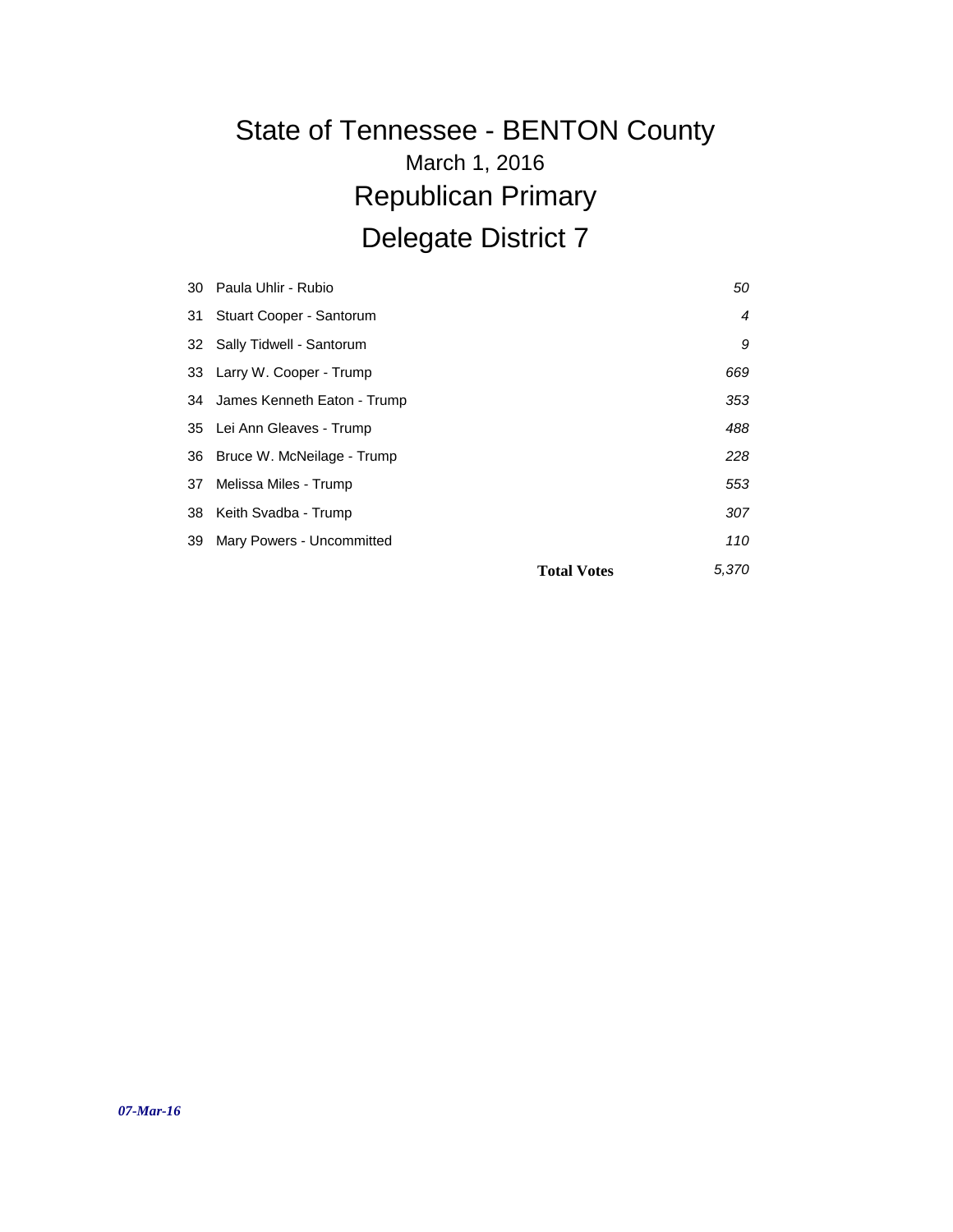# State of Tennessee - BENTON County

## March 1, 2016

# Republican Primary

# Delegate District 7

| | | |
|---|---|---|
| 30 | Paula Uhlir - Rubio | *50* |
| 31 | Stuart Cooper - Santorum | *4* |
| 32 | Sally Tidwell - Santorum | *9* |
| 33 | Larry W. Cooper - Trump | *669* |
| 34 | James Kenneth Eaton - Trump | *353* |
| 35 | Lei Ann Gleaves - Trump | *488* |
| 36 | Bruce W. McNeilage - Trump | *228* |
| 37 | Melissa Miles - Trump | *553* |
| 38 | Keith Svadba - Trump | *307* |
| 39 | Mary Powers - Uncommitted | *110* |
| | **Total Votes** | *5,370* |

*07-Mar-16*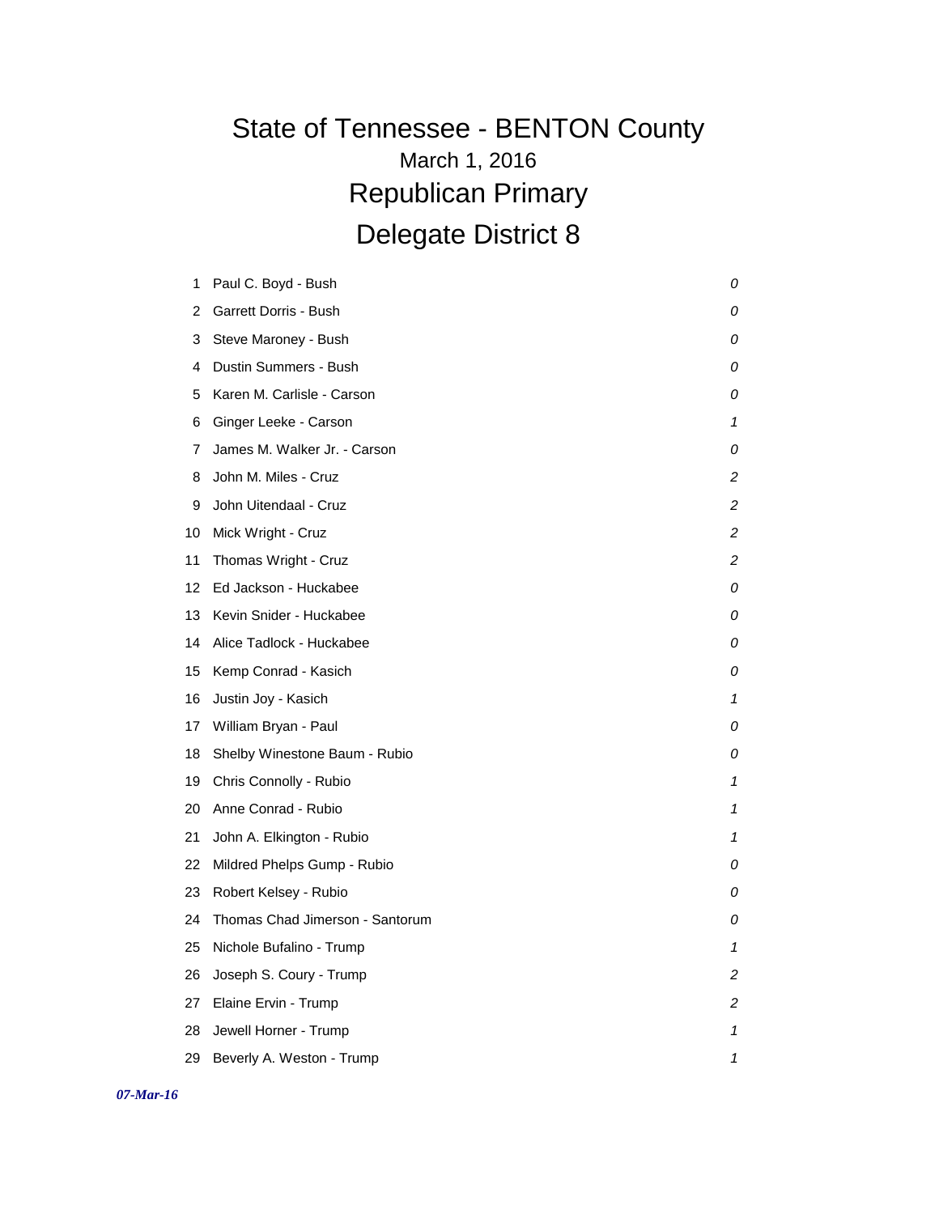# State of Tennessee - BENTON County

## March 1, 2016

## Republican Primary

## Delegate District 8

| # | Candidate | Votes |
|---|---|---|
| 1 | Paul C. Boyd - Bush | *0* |
| 2 | Garrett Dorris - Bush | *0* |
| 3 | Steve Maroney - Bush | *0* |
| 4 | Dustin Summers - Bush | *0* |
| 5 | Karen M. Carlisle - Carson | *0* |
| 6 | Ginger Leeke - Carson | *1* |
| 7 | James M. Walker Jr. - Carson | *0* |
| 8 | John M. Miles - Cruz | *2* |
| 9 | John Uitendaal - Cruz | *2* |
| 10 | Mick Wright - Cruz | *2* |
| 11 | Thomas Wright - Cruz | *2* |
| 12 | Ed Jackson - Huckabee | *0* |
| 13 | Kevin Snider - Huckabee | *0* |
| 14 | Alice Tadlock - Huckabee | *0* |
| 15 | Kemp Conrad - Kasich | *0* |
| 16 | Justin Joy - Kasich | *1* |
| 17 | William Bryan - Paul | *0* |
| 18 | Shelby Winestone Baum - Rubio | *0* |
| 19 | Chris Connolly - Rubio | *1* |
| 20 | Anne Conrad - Rubio | *1* |
| 21 | John A. Elkington - Rubio | *1* |
| 22 | Mildred Phelps Gump - Rubio | *0* |
| 23 | Robert Kelsey - Rubio | *0* |
| 24 | Thomas Chad Jimerson - Santorum | *0* |
| 25 | Nichole Bufalino - Trump | *1* |
| 26 | Joseph S. Coury - Trump | *2* |
| 27 | Elaine Ervin - Trump | *2* |
| 28 | Jewell Horner - Trump | *1* |
| 29 | Beverly A. Weston - Trump | *1* |

***07-Mar-16***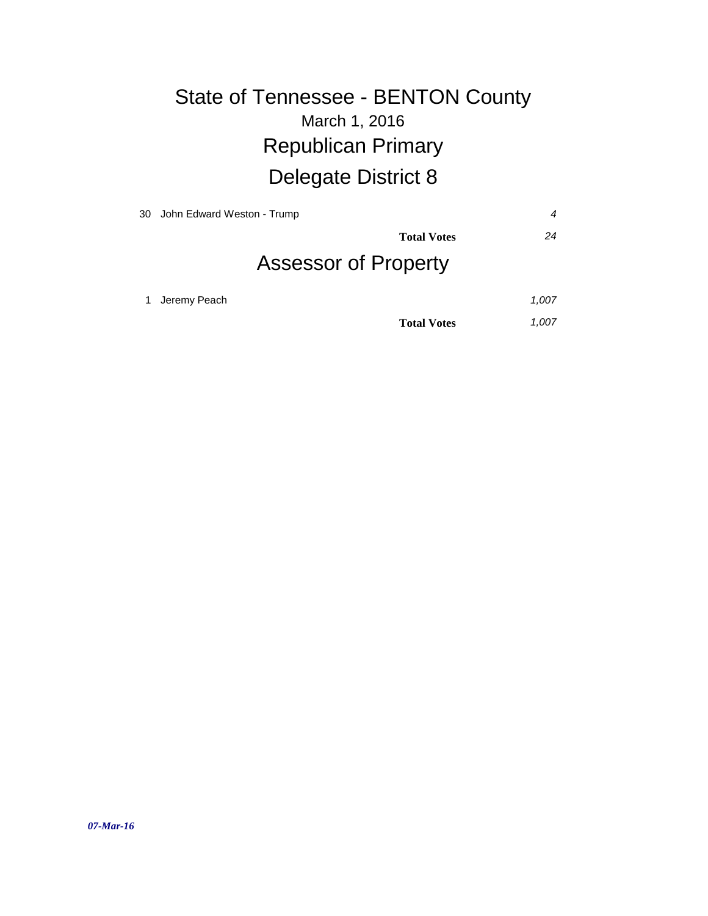# State of Tennessee - BENTON County

## March 1, 2016

## Republican Primary

## Delegate District 8

| | | |
|---|---|---|
| 30 | John Edward Weston - Trump | *4* |
| | **Total Votes** | *24* |

## Assessor of Property

| | | |
|---|---|---|
| 1 | Jeremy Peach | *1,007* |
| | **Total Votes** | *1,007* |

***07-Mar-16***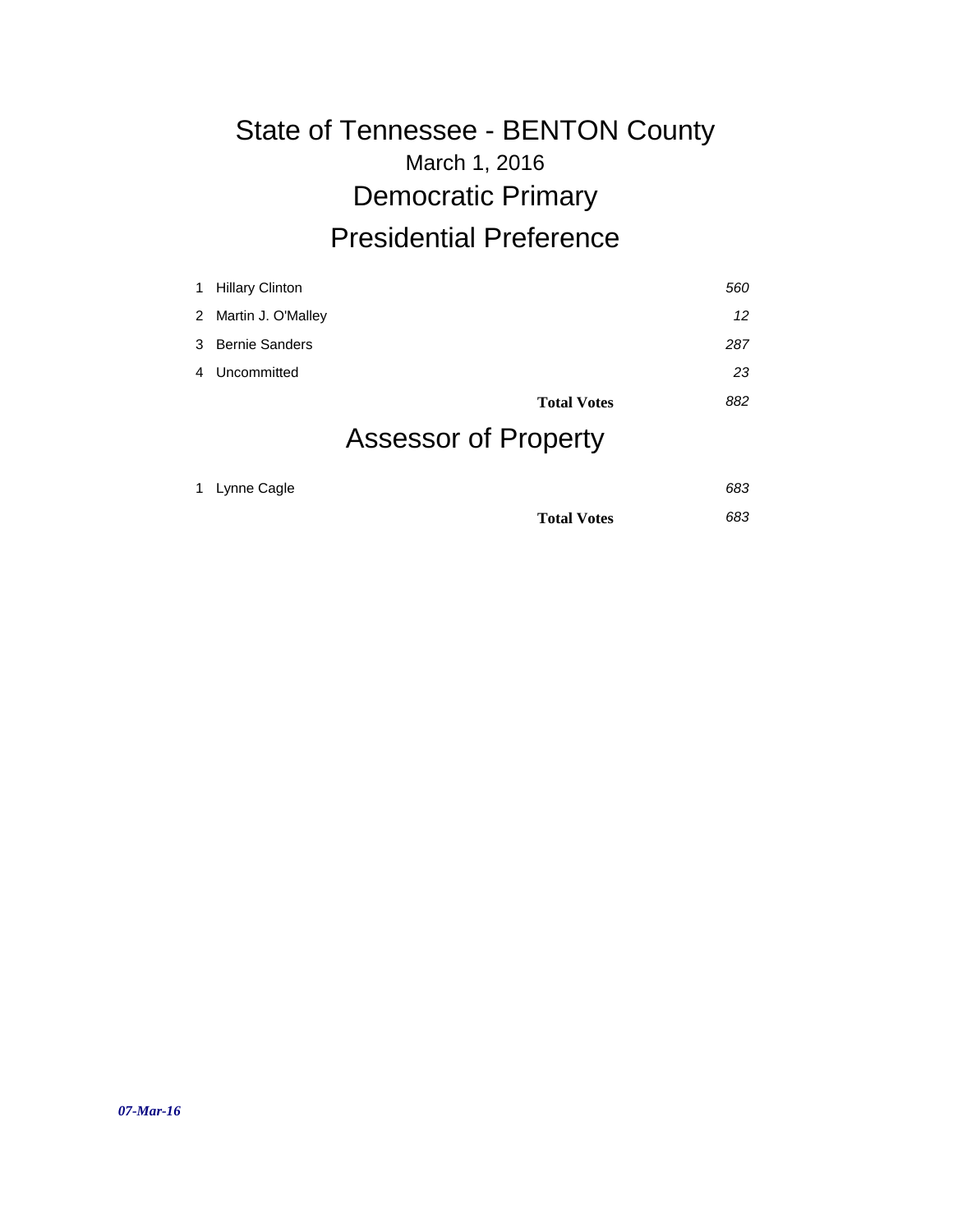# State of Tennessee - BENTON County

March 1, 2016

## Democratic Primary

## Presidential Preference

| | | |
|---|---|---|
| 1 | Hillary Clinton | *560* |
| 2 | Martin J. O'Malley | *12* |
| 3 | Bernie Sanders | *287* |
| 4 | Uncommitted | *23* |
| | **Total Votes** | *882* |

## Assessor of Property

| | | |
|---|---|---|
| 1 | Lynne Cagle | *683* |
| | **Total Votes** | *683* |

***07-Mar-16***